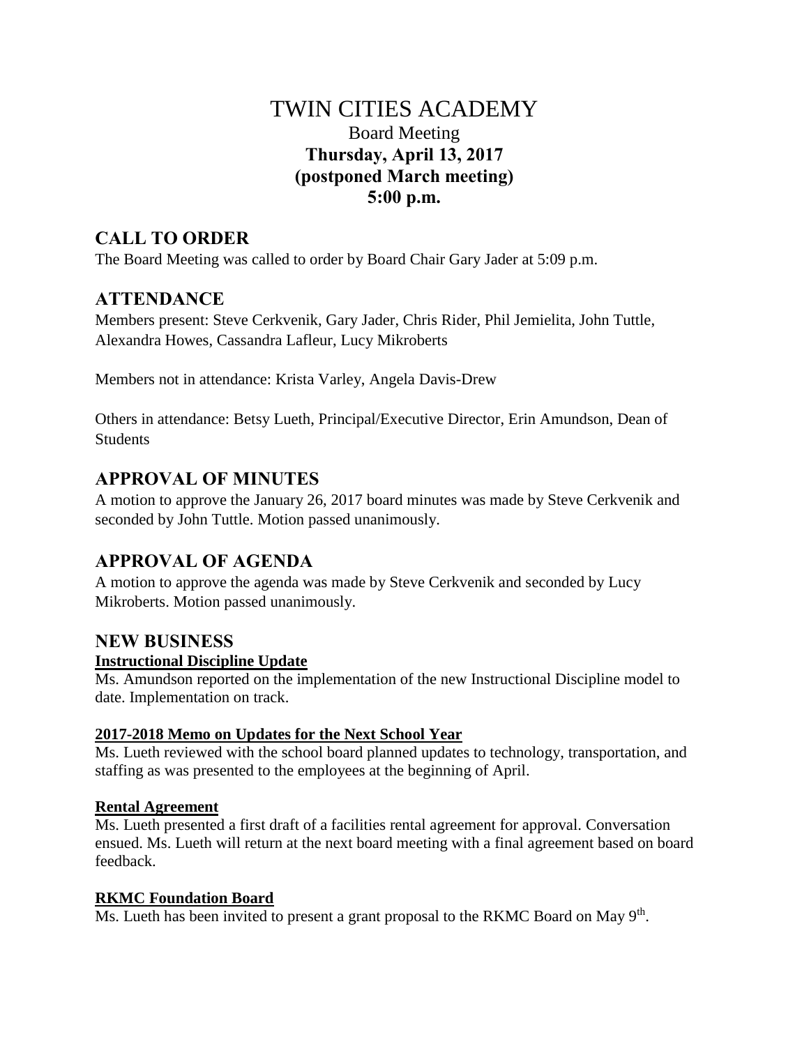# TWIN CITIES ACADEMY

## Board Meeting

**Thursday, April 13, 2017**
**(postponed March meeting)**
**5:00 p.m.**

## CALL TO ORDER

The Board Meeting was called to order by Board Chair Gary Jader at 5:09 p.m.

## ATTENDANCE

Members present: Steve Cerkvenik, Gary Jader, Chris Rider, Phil Jemielita, John Tuttle, Alexandra Howes, Cassandra Lafleur, Lucy Mikroberts

Members not in attendance: Krista Varley, Angela Davis-Drew

Others in attendance: Betsy Lueth, Principal/Executive Director, Erin Amundson, Dean of Students

## APPROVAL OF MINUTES

A motion to approve the January 26, 2017 board minutes was made by Steve Cerkvenik and seconded by John Tuttle. Motion passed unanimously.

## APPROVAL OF AGENDA

A motion to approve the agenda was made by Steve Cerkvenik and seconded by Lucy Mikroberts. Motion passed unanimously.

## NEW BUSINESS

**Instructional Discipline Update**

Ms. Amundson reported on the implementation of the new Instructional Discipline model to date. Implementation on track.

**2017-2018 Memo on Updates for the Next School Year**

Ms. Lueth reviewed with the school board planned updates to technology, transportation, and staffing as was presented to the employees at the beginning of April.

**Rental Agreement**

Ms. Lueth presented a first draft of a facilities rental agreement for approval. Conversation ensued. Ms. Lueth will return at the next board meeting with a final agreement based on board feedback.

**RKMC Foundation Board**

Ms. Lueth has been invited to present a grant proposal to the RKMC Board on May 9th.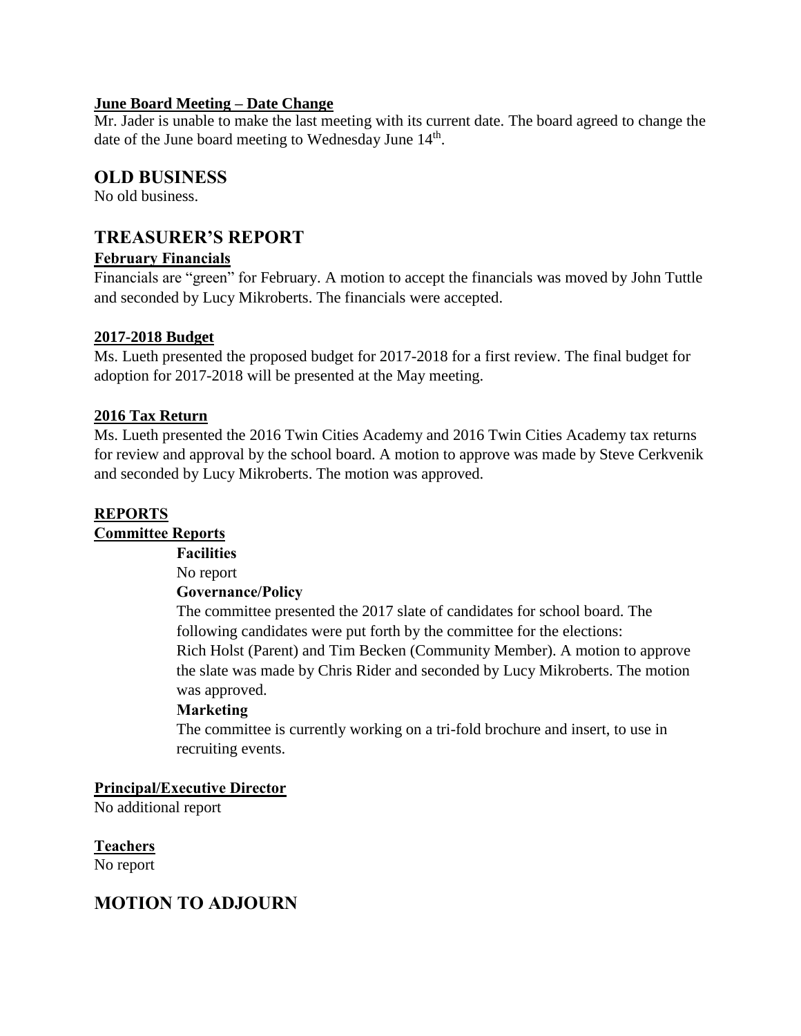**June Board Meeting – Date Change**

Mr. Jader is unable to make the last meeting with its current date. The board agreed to change the date of the June board meeting to Wednesday June 14th.

# OLD BUSINESS

No old business.

# TREASURER'S REPORT

**February Financials**

Financials are "green" for February. A motion to accept the financials was moved by John Tuttle and seconded by Lucy Mikroberts. The financials were accepted.

**2017-2018 Budget**

Ms. Lueth presented the proposed budget for 2017-2018 for a first review. The final budget for adoption for 2017-2018 will be presented at the May meeting.

**2016 Tax Return**

Ms. Lueth presented the 2016 Twin Cities Academy and 2016 Twin Cities Academy tax returns for review and approval by the school board. A motion to approve was made by Steve Cerkvenik and seconded by Lucy Mikroberts. The motion was approved.

**REPORTS**

**Committee Reports**

**Facilities**

No report

**Governance/Policy**

The committee presented the 2017 slate of candidates for school board. The following candidates were put forth by the committee for the elections: Rich Holst (Parent) and Tim Becken (Community Member). A motion to approve the slate was made by Chris Rider and seconded by Lucy Mikroberts. The motion was approved.

**Marketing**

The committee is currently working on a tri-fold brochure and insert, to use in recruiting events.

**Principal/Executive Director**

No additional report

**Teachers**

No report

# MOTION TO ADJOURN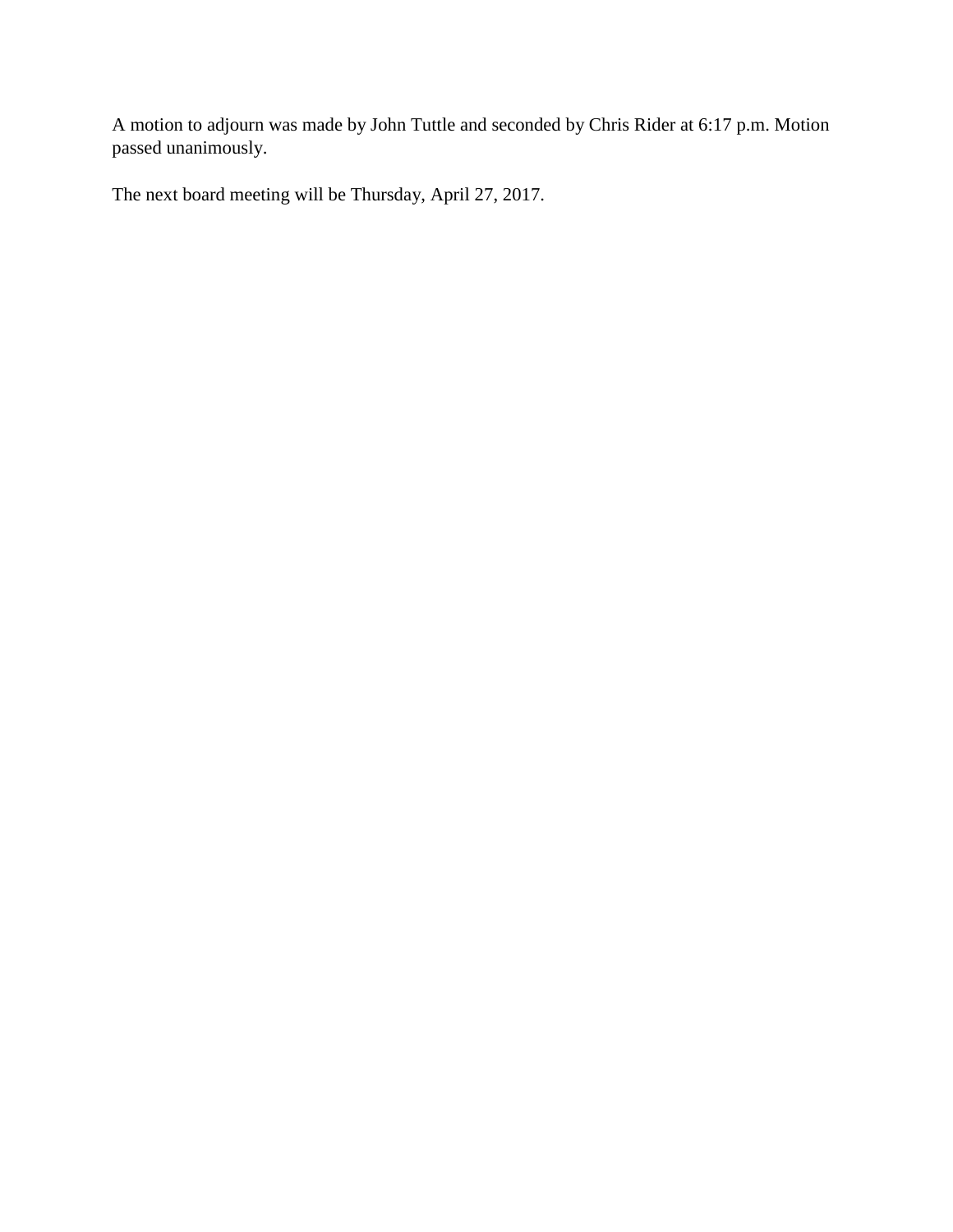A motion to adjourn was made by John Tuttle and seconded by Chris Rider at 6:17 p.m. Motion passed unanimously.

The next board meeting will be Thursday, April 27, 2017.